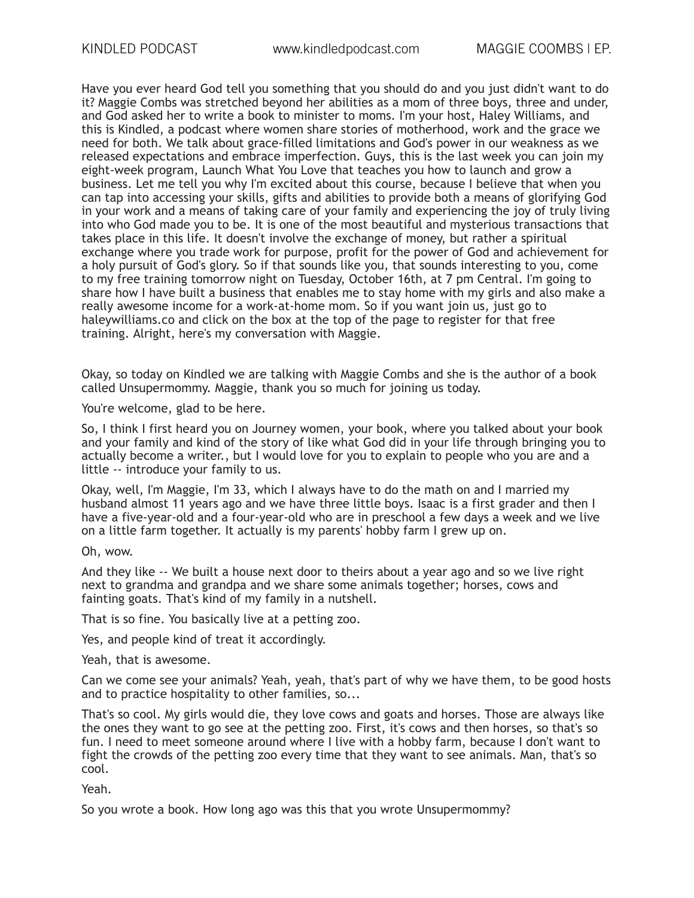Have you ever heard God tell you something that you should do and you just didn't want to do it? Maggie Combs was stretched beyond her abilities as a mom of three boys, three and under, and God asked her to write a book to minister to moms. I'm your host, Haley Williams, and this is Kindled, a podcast where women share stories of motherhood, work and the grace we need for both. We talk about grace-filled limitations and God's power in our weakness as we released expectations and embrace imperfection. Guys, this is the last week you can join my eight-week program, Launch What You Love that teaches you how to launch and grow a business. Let me tell you why I'm excited about this course, because I believe that when you can tap into accessing your skills, gifts and abilities to provide both a means of glorifying God in your work and a means of taking care of your family and experiencing the joy of truly living into who God made you to be. It is one of the most beautiful and mysterious transactions that takes place in this life. It doesn't involve the exchange of money, but rather a spiritual exchange where you trade work for purpose, profit for the power of God and achievement for a holy pursuit of God's glory. So if that sounds like you, that sounds interesting to you, come to my free training tomorrow night on Tuesday, October 16th, at 7 pm Central. I'm going to share how I have built a business that enables me to stay home with my girls and also make a really awesome income for a work-at-home mom. So if you want join us, just go to haleywilliams.co and click on the box at the top of the page to register for that free training. Alright, here's my conversation with Maggie.

Okay, so today on Kindled we are talking with Maggie Combs and she is the author of a book called Unsupermommy. Maggie, thank you so much for joining us today.

You're welcome, glad to be here.

So, I think I first heard you on Journey women, your book, where you talked about your book and your family and kind of the story of like what God did in your life through bringing you to actually become a writer., but I would love for you to explain to people who you are and a little -- introduce your family to us.

Okay, well, I'm Maggie, I'm 33, which I always have to do the math on and I married my husband almost 11 years ago and we have three little boys. Isaac is a first grader and then I have a five-year-old and a four-year-old who are in preschool a few days a week and we live on a little farm together. It actually is my parents' hobby farm I grew up on.

Oh, wow.

And they like -- We built a house next door to theirs about a year ago and so we live right next to grandma and grandpa and we share some animals together; horses, cows and fainting goats. That's kind of my family in a nutshell.

That is so fine. You basically live at a petting zoo.

Yes, and people kind of treat it accordingly.

Yeah, that is awesome.

Can we come see your animals? Yeah, yeah, that's part of why we have them, to be good hosts and to practice hospitality to other families, so...

That's so cool. My girls would die, they love cows and goats and horses. Those are always like the ones they want to go see at the petting zoo. First, it's cows and then horses, so that's so fun. I need to meet someone around where I live with a hobby farm, because I don't want to fight the crowds of the petting zoo every time that they want to see animals. Man, that's so cool.

Yeah.

So you wrote a book. How long ago was this that you wrote Unsupermommy?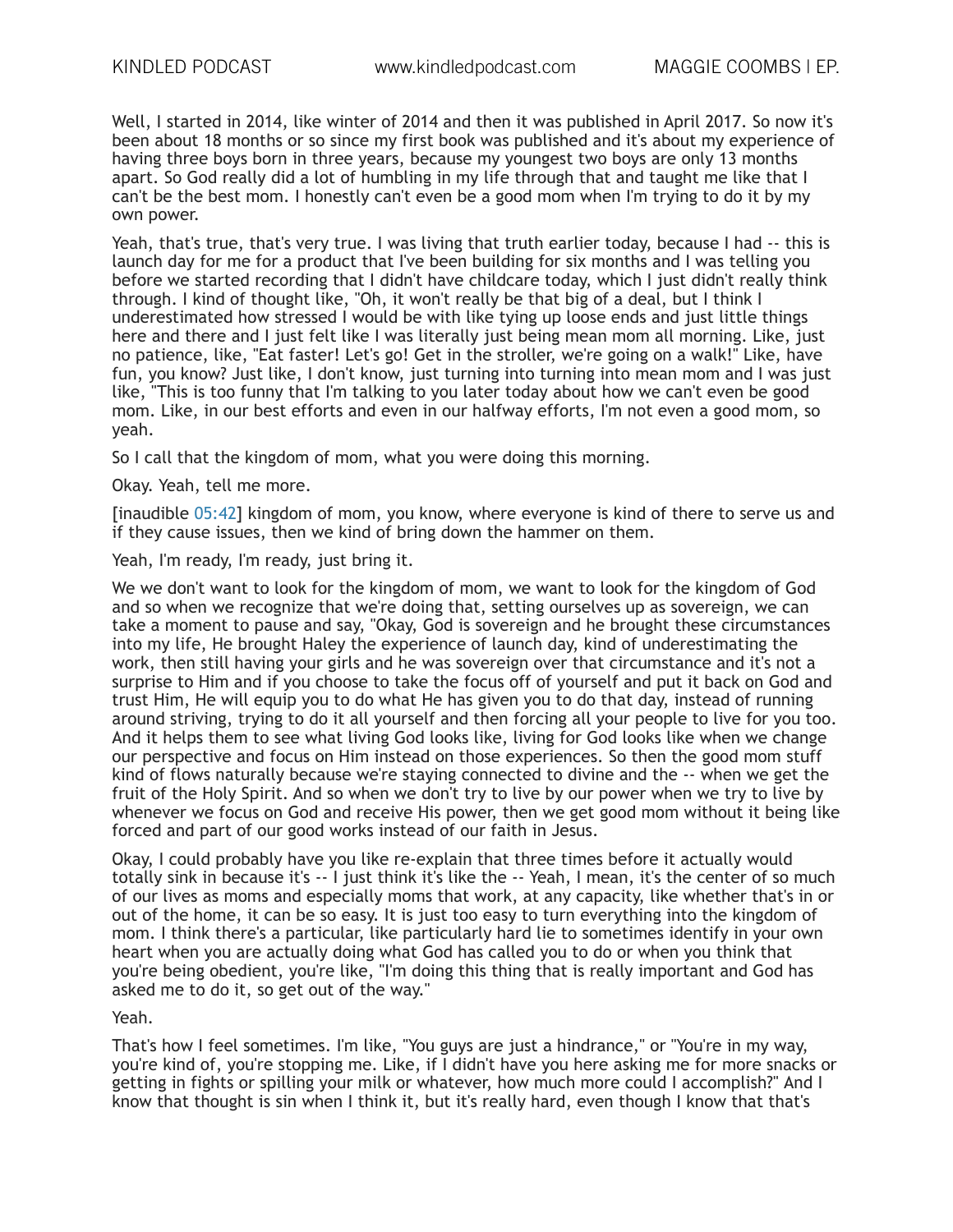Well, I started in 2014, like winter of 2014 and then it was published in April 2017. So now it's been about 18 months or so since my first book was published and it's about my experience of having three boys born in three years, because my youngest two boys are only 13 months apart. So God really did a lot of humbling in my life through that and taught me like that I can't be the best mom. I honestly can't even be a good mom when I'm trying to do it by my own power.

Yeah, that's true, that's very true. I was living that truth earlier today, because I had -- this is launch day for me for a product that I've been building for six months and I was telling you before we started recording that I didn't have childcare today, which I just didn't really think through. I kind of thought like, "Oh, it won't really be that big of a deal, but I think I underestimated how stressed I would be with like tying up loose ends and just little things here and there and I just felt like I was literally just being mean mom all morning. Like, just no patience, like, "Eat faster! Let's go! Get in the stroller, we're going on a walk!" Like, have fun, you know? Just like, I don't know, just turning into turning into mean mom and I was just like, "This is too funny that I'm talking to you later today about how we can't even be good mom. Like, in our best efforts and even in our halfway efforts, I'm not even a good mom, so yeah.

So I call that the kingdom of mom, what you were doing this morning.

Okay. Yeah, tell me more.

[inaudible 05:42] kingdom of mom, you know, where everyone is kind of there to serve us and if they cause issues, then we kind of bring down the hammer on them.

Yeah, I'm ready, I'm ready, just bring it.

We we don't want to look for the kingdom of mom, we want to look for the kingdom of God and so when we recognize that we're doing that, setting ourselves up as sovereign, we can take a moment to pause and say, "Okay, God is sovereign and he brought these circumstances into my life, He brought Haley the experience of launch day, kind of underestimating the work, then still having your girls and he was sovereign over that circumstance and it's not a surprise to Him and if you choose to take the focus off of yourself and put it back on God and trust Him, He will equip you to do what He has given you to do that day, instead of running around striving, trying to do it all yourself and then forcing all your people to live for you too. And it helps them to see what living God looks like, living for God looks like when we change our perspective and focus on Him instead on those experiences. So then the good mom stuff kind of flows naturally because we're staying connected to divine and the -- when we get the fruit of the Holy Spirit. And so when we don't try to live by our power when we try to live by whenever we focus on God and receive His power, then we get good mom without it being like forced and part of our good works instead of our faith in Jesus.

Okay, I could probably have you like re-explain that three times before it actually would totally sink in because it's -- I just think it's like the -- Yeah, I mean, it's the center of so much of our lives as moms and especially moms that work, at any capacity, like whether that's in or out of the home, it can be so easy. It is just too easy to turn everything into the kingdom of mom. I think there's a particular, like particularly hard lie to sometimes identify in your own heart when you are actually doing what God has called you to do or when you think that you're being obedient, you're like, "I'm doing this thing that is really important and God has asked me to do it, so get out of the way."

Yeah.

That's how I feel sometimes. I'm like, "You guys are just a hindrance," or "You're in my way, you're kind of, you're stopping me. Like, if I didn't have you here asking me for more snacks or getting in fights or spilling your milk or whatever, how much more could I accomplish?" And I know that thought is sin when I think it, but it's really hard, even though I know that that's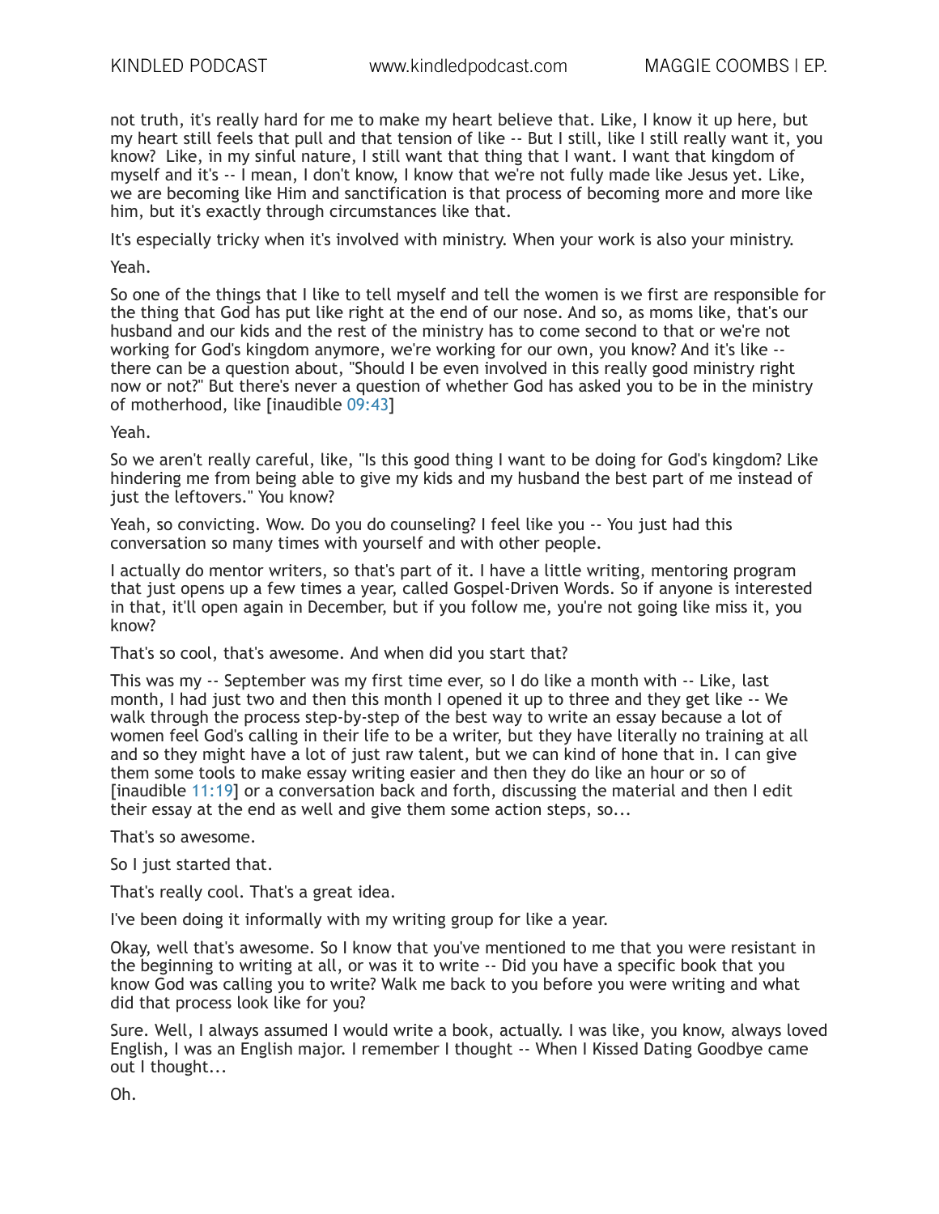not truth, it's really hard for me to make my heart believe that. Like, I know it up here, but my heart still feels that pull and that tension of like -- But I still, like I still really want it, you know? Like, in my sinful nature, I still want that thing that I want. I want that kingdom of myself and it's -- I mean, I don't know, I know that we're not fully made like Jesus yet. Like, we are becoming like Him and sanctification is that process of becoming more and more like him, but it's exactly through circumstances like that.

It's especially tricky when it's involved with ministry. When your work is also your ministry.

Yeah.

So one of the things that I like to tell myself and tell the women is we first are responsible for the thing that God has put like right at the end of our nose. And so, as moms like, that's our husband and our kids and the rest of the ministry has to come second to that or we're not working for God's kingdom anymore, we're working for our own, you know? And it's like -- there can be a question about, "Should I be even involved in this really good ministry right now or not?" But there's never a question of whether God has asked you to be in the ministry of motherhood, like [inaudible 09:43]

Yeah.

So we aren't really careful, like, "Is this good thing I want to be doing for God's kingdom? Like hindering me from being able to give my kids and my husband the best part of me instead of just the leftovers." You know?

Yeah, so convicting. Wow. Do you do counseling? I feel like you -- You just had this conversation so many times with yourself and with other people.

I actually do mentor writers, so that's part of it. I have a little writing, mentoring program that just opens up a few times a year, called Gospel-Driven Words. So if anyone is interested in that, it'll open again in December, but if you follow me, you're not going like miss it, you know?

That's so cool, that's awesome. And when did you start that?

This was my -- September was my first time ever, so I do like a month with -- Like, last month, I had just two and then this month I opened it up to three and they get like -- We walk through the process step-by-step of the best way to write an essay because a lot of women feel God's calling in their life to be a writer, but they have literally no training at all and so they might have a lot of just raw talent, but we can kind of hone that in. I can give them some tools to make essay writing easier and then they do like an hour or so of [inaudible 11:19] or a conversation back and forth, discussing the material and then I edit their essay at the end as well and give them some action steps, so...

That's so awesome.

So I just started that.

That's really cool. That's a great idea.

I've been doing it informally with my writing group for like a year.

Okay, well that's awesome. So I know that you've mentioned to me that you were resistant in the beginning to writing at all, or was it to write -- Did you have a specific book that you know God was calling you to write? Walk me back to you before you were writing and what did that process look like for you?

Sure. Well, I always assumed I would write a book, actually. I was like, you know, always loved English, I was an English major. I remember I thought -- When I Kissed Dating Goodbye came out I thought...

Oh.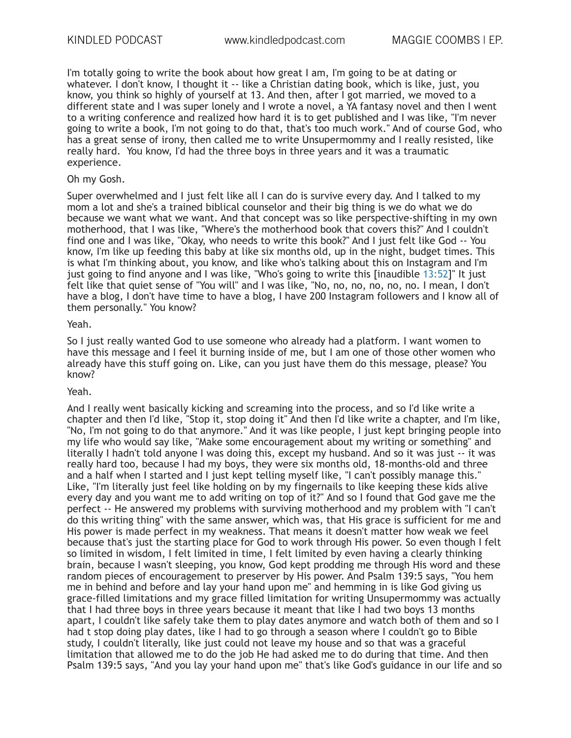I'm totally going to write the book about how great I am, I'm going to be at dating or whatever. I don't know, I thought it -- like a Christian dating book, which is like, just, you know, you think so highly of yourself at 13. And then, after I got married, we moved to a different state and I was super lonely and I wrote a novel, a YA fantasy novel and then I went to a writing conference and realized how hard it is to get published and I was like, "I'm never going to write a book, I'm not going to do that, that's too much work." And of course God, who has a great sense of irony, then called me to write Unsupermommy and I really resisted, like really hard. You know, I'd had the three boys in three years and it was a traumatic experience.

Oh my Gosh.

Super overwhelmed and I just felt like all I can do is survive every day. And I talked to my mom a lot and she's a trained biblical counselor and their big thing is we do what we do because we want what we want. And that concept was so like perspective-shifting in my own motherhood, that I was like, "Where's the motherhood book that covers this?" And I couldn't find one and I was like, "Okay, who needs to write this book?" And I just felt like God -- You know, I'm like up feeding this baby at like six months old, up in the night, budget times. This is what I'm thinking about, you know, and like who's talking about this on Instagram and I'm just going to find anyone and I was like, "Who's going to write this [inaudible 13:52]" It just felt like that quiet sense of "You will" and I was like, "No, no, no, no, no, no. I mean, I don't have a blog, I don't have time to have a blog, I have 200 Instagram followers and I know all of them personally." You know?

Yeah.

So I just really wanted God to use someone who already had a platform. I want women to have this message and I feel it burning inside of me, but I am one of those other women who already have this stuff going on. Like, can you just have them do this message, please? You know?

Yeah.

And I really went basically kicking and screaming into the process, and so I'd like write a chapter and then I'd like, "Stop it, stop doing it" And then I'd like write a chapter, and I'm like, "No, I'm not going to do that anymore." And it was like people, I just kept bringing people into my life who would say like, "Make some encouragement about my writing or something" and literally I hadn't told anyone I was doing this, except my husband. And so it was just -- it was really hard too, because I had my boys, they were six months old, 18-months-old and three and a half when I started and I just kept telling myself like, "I can't possibly manage this." Like, "I'm literally just feel like holding on by my fingernails to like keeping these kids alive every day and you want me to add writing on top of it?" And so I found that God gave me the perfect -- He answered my problems with surviving motherhood and my problem with "I can't do this writing thing" with the same answer, which was, that His grace is sufficient for me and His power is made perfect in my weakness. That means it doesn't matter how weak we feel because that's just the starting place for God to work through His power. So even though I felt so limited in wisdom, I felt limited in time, I felt limited by even having a clearly thinking brain, because I wasn't sleeping, you know, God kept prodding me through His word and these random pieces of encouragement to preserver by His power. And Psalm 139:5 says, "You hem me in behind and before and lay your hand upon me" and hemming in is like God giving us grace-filled limitations and my grace filled limitation for writing Unsupermommy was actually that I had three boys in three years because it meant that like I had two boys 13 months apart, I couldn't like safely take them to play dates anymore and watch both of them and so I had t stop doing play dates, like I had to go through a season where I couldn't go to Bible study, I couldn't literally, like just could not leave my house and so that was a graceful limitation that allowed me to do the job He had asked me to do during that time. And then Psalm 139:5 says, "And you lay your hand upon me" that's like God's guidance in our life and so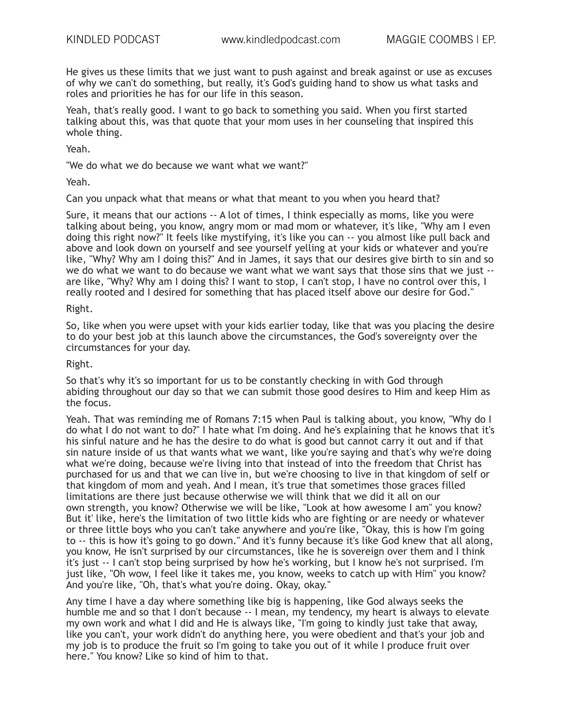He gives us these limits that we just want to push against and break against or use as excuses of why we can't do something, but really, it's God's guiding hand to show us what tasks and roles and priorities he has for our life in this season.

Yeah, that's really good. I want to go back to something you said. When you first started talking about this, was that quote that your mom uses in her counseling that inspired this whole thing.

Yeah.

"We do what we do because we want what we want?"

Yeah.

Can you unpack what that means or what that meant to you when you heard that?

Sure, it means that our actions -- A lot of times, I think especially as moms, like you were talking about being, you know, angry mom or mad mom or whatever, it's like, "Why am I even doing this right now?" It feels like mystifying, it's like you can -- you almost like pull back and above and look down on yourself and see yourself yelling at your kids or whatever and you're like, "Why? Why am I doing this?" And in James, it says that our desires give birth to sin and so we do what we want to do because we want what we want says that those sins that we just -- are like, "Why? Why am I doing this? I want to stop, I can't stop, I have no control over this, I really rooted and I desired for something that has placed itself above our desire for God."

Right.

So, like when you were upset with your kids earlier today, like that was you placing the desire to do your best job at this launch above the circumstances, the God's sovereignty over the circumstances for your day.

Right.

So that's why it's so important for us to be constantly checking in with God through abiding throughout our day so that we can submit those good desires to Him and keep Him as the focus.

Yeah. That was reminding me of Romans 7:15 when Paul is talking about, you know, "Why do I do what I do not want to do?" I hate what I'm doing. And he's explaining that he knows that it's his sinful nature and he has the desire to do what is good but cannot carry it out and if that sin nature inside of us that wants what we want, like you're saying and that's why we're doing what we're doing, because we're living into that instead of into the freedom that Christ has purchased for us and that we can live in, but we're choosing to live in that kingdom of self or that kingdom of mom and yeah. And I mean, it's true that sometimes those graces filled limitations are there just because otherwise we will think that we did it all on our own strength, you know? Otherwise we will be like, "Look at how awesome I am" you know? But it' like, here's the limitation of two little kids who are fighting or are needy or whatever or three little boys who you can't take anywhere and you're like, "Okay, this is how I'm going to -- this is how it's going to go down." And it's funny because it's like God knew that all along, you know, He isn't surprised by our circumstances, like he is sovereign over them and I think it's just -- I can't stop being surprised by how he's working, but I know he's not surprised. I'm just like, "Oh wow, I feel like it takes me, you know, weeks to catch up with Him" you know? And you're like, "Oh, that's what you're doing. Okay, okay."

Any time I have a day where something like big is happening, like God always seeks the humble me and so that I don't because -- I mean, my tendency, my heart is always to elevate my own work and what I did and He is always like, "I'm going to kindly just take that away, like you can't, your work didn't do anything here, you were obedient and that's your job and my job is to produce the fruit so I'm going to take you out of it while I produce fruit over here." You know? Like so kind of him to that.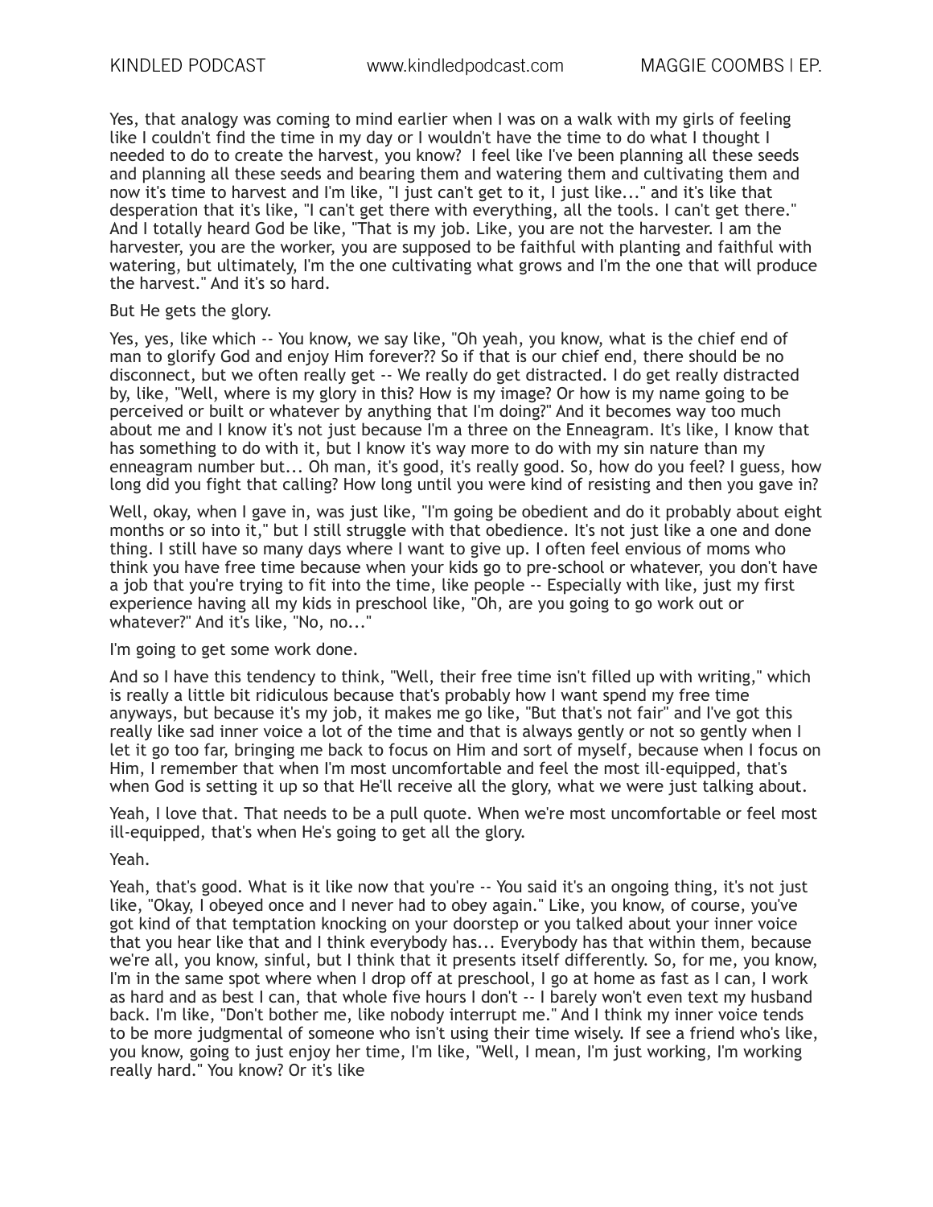Yes, that analogy was coming to mind earlier when I was on a walk with my girls of feeling like I couldn't find the time in my day or I wouldn't have the time to do what I thought I needed to do to create the harvest, you know? I feel like I've been planning all these seeds and planning all these seeds and bearing them and watering them and cultivating them and now it's time to harvest and I'm like, "I just can't get to it, I just like..." and it's like that desperation that it's like, "I can't get there with everything, all the tools. I can't get there." And I totally heard God be like, "That is my job. Like, you are not the harvester. I am the harvester, you are the worker, you are supposed to be faithful with planting and faithful with watering, but ultimately, I'm the one cultivating what grows and I'm the one that will produce the harvest." And it's so hard.

But He gets the glory.

Yes, yes, like which -- You know, we say like, "Oh yeah, you know, what is the chief end of man to glorify God and enjoy Him forever?? So if that is our chief end, there should be no disconnect, but we often really get -- We really do get distracted. I do get really distracted by, like, "Well, where is my glory in this? How is my image? Or how is my name going to be perceived or built or whatever by anything that I'm doing?" And it becomes way too much about me and I know it's not just because I'm a three on the Enneagram. It's like, I know that has something to do with it, but I know it's way more to do with my sin nature than my enneagram number but... Oh man, it's good, it's really good. So, how do you feel? I guess, how long did you fight that calling? How long until you were kind of resisting and then you gave in?

Well, okay, when I gave in, was just like, "I'm going be obedient and do it probably about eight months or so into it," but I still struggle with that obedience. It's not just like a one and done thing. I still have so many days where I want to give up. I often feel envious of moms who think you have free time because when your kids go to pre-school or whatever, you don't have a job that you're trying to fit into the time, like people -- Especially with like, just my first experience having all my kids in preschool like, "Oh, are you going to go work out or whatever?" And it's like, "No, no..."

I'm going to get some work done.

And so I have this tendency to think, "Well, their free time isn't filled up with writing," which is really a little bit ridiculous because that's probably how I want spend my free time anyways, but because it's my job, it makes me go like, "But that's not fair" and I've got this really like sad inner voice a lot of the time and that is always gently or not so gently when I let it go too far, bringing me back to focus on Him and sort of myself, because when I focus on Him, I remember that when I'm most uncomfortable and feel the most ill-equipped, that's when God is setting it up so that He'll receive all the glory, what we were just talking about.

Yeah, I love that. That needs to be a pull quote. When we're most uncomfortable or feel most ill-equipped, that's when He's going to get all the glory.

Yeah.

Yeah, that's good. What is it like now that you're -- You said it's an ongoing thing, it's not just like, "Okay, I obeyed once and I never had to obey again." Like, you know, of course, you've got kind of that temptation knocking on your doorstep or you talked about your inner voice that you hear like that and I think everybody has... Everybody has that within them, because we're all, you know, sinful, but I think that it presents itself differently. So, for me, you know, I'm in the same spot where when I drop off at preschool, I go at home as fast as I can, I work as hard and as best I can, that whole five hours I don't -- I barely won't even text my husband back. I'm like, "Don't bother me, like nobody interrupt me." And I think my inner voice tends to be more judgmental of someone who isn't using their time wisely. If see a friend who's like, you know, going to just enjoy her time, I'm like, "Well, I mean, I'm just working, I'm working really hard." You know? Or it's like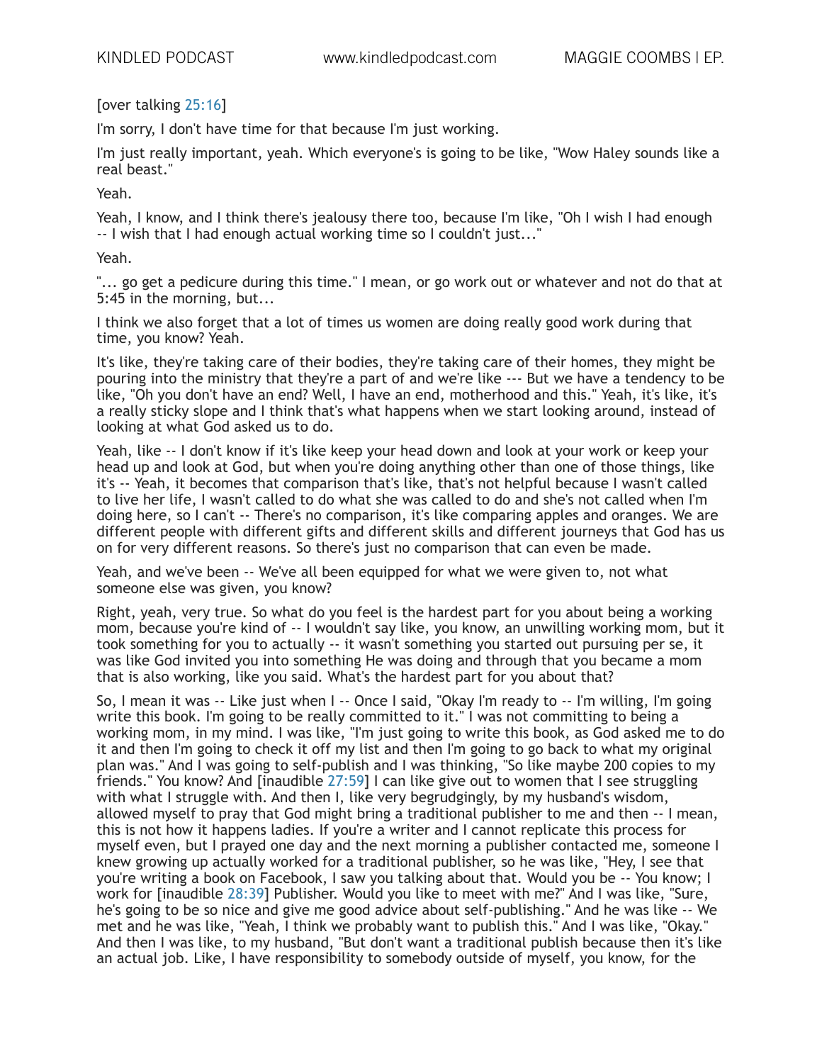[over talking 25:16]

I'm sorry, I don't have time for that because I'm just working.

I'm just really important, yeah. Which everyone's is going to be like, "Wow Haley sounds like a real beast."

Yeah.

Yeah, I know, and I think there's jealousy there too, because I'm like, "Oh I wish I had enough -- I wish that I had enough actual working time so I couldn't just..."

Yeah.

"... go get a pedicure during this time." I mean, or go work out or whatever and not do that at 5:45 in the morning, but...

I think we also forget that a lot of times us women are doing really good work during that time, you know? Yeah.

It's like, they're taking care of their bodies, they're taking care of their homes, they might be pouring into the ministry that they're a part of and we're like --- But we have a tendency to be like, "Oh you don't have an end? Well, I have an end, motherhood and this." Yeah, it's like, it's a really sticky slope and I think that's what happens when we start looking around, instead of looking at what God asked us to do.

Yeah, like -- I don't know if it's like keep your head down and look at your work or keep your head up and look at God, but when you're doing anything other than one of those things, like it's -- Yeah, it becomes that comparison that's like, that's not helpful because I wasn't called to live her life, I wasn't called to do what she was called to do and she's not called when I'm doing here, so I can't -- There's no comparison, it's like comparing apples and oranges. We are different people with different gifts and different skills and different journeys that God has us on for very different reasons. So there's just no comparison that can even be made.

Yeah, and we've been -- We've all been equipped for what we were given to, not what someone else was given, you know?

Right, yeah, very true. So what do you feel is the hardest part for you about being a working mom, because you're kind of -- I wouldn't say like, you know, an unwilling working mom, but it took something for you to actually -- it wasn't something you started out pursuing per se, it was like God invited you into something He was doing and through that you became a mom that is also working, like you said. What's the hardest part for you about that?

So, I mean it was -- Like just when I -- Once I said, "Okay I'm ready to -- I'm willing, I'm going write this book. I'm going to be really committed to it." I was not committing to being a working mom, in my mind. I was like, "I'm just going to write this book, as God asked me to do it and then I'm going to check it off my list and then I'm going to go back to what my original plan was." And I was going to self-publish and I was thinking, "So like maybe 200 copies to my friends." You know? And [inaudible 27:59] I can like give out to women that I see struggling with what I struggle with. And then I, like very begrudgingly, by my husband's wisdom, allowed myself to pray that God might bring a traditional publisher to me and then -- I mean, this is not how it happens ladies. If you're a writer and I cannot replicate this process for myself even, but I prayed one day and the next morning a publisher contacted me, someone I knew growing up actually worked for a traditional publisher, so he was like, "Hey, I see that you're writing a book on Facebook, I saw you talking about that. Would you be -- You know; I work for [inaudible 28:39] Publisher. Would you like to meet with me?" And I was like, "Sure, he's going to be so nice and give me good advice about self-publishing." And he was like -- We met and he was like, "Yeah, I think we probably want to publish this." And I was like, "Okay." And then I was like, to my husband, "But don't want a traditional publish because then it's like an actual job. Like, I have responsibility to somebody outside of myself, you know, for the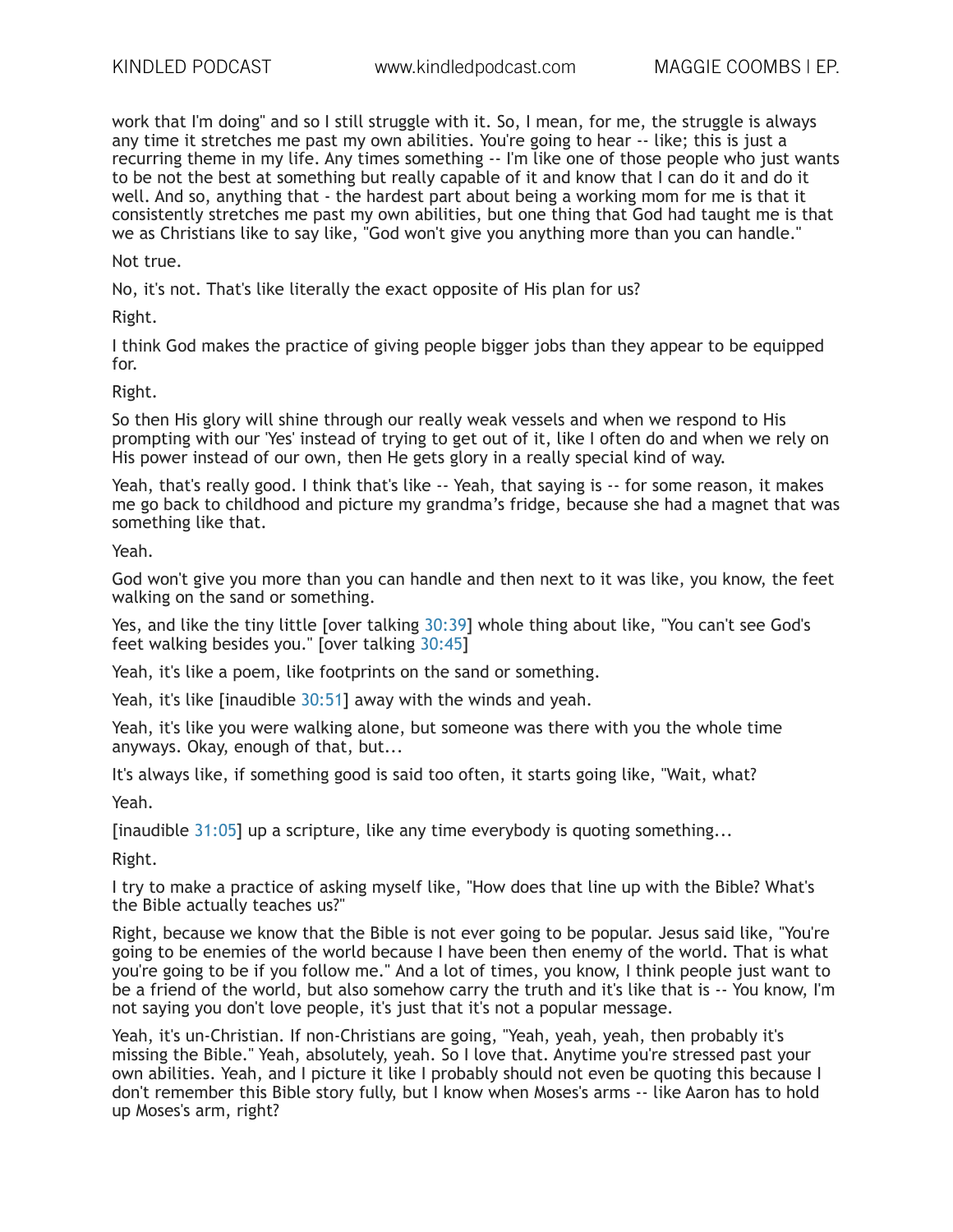work that I'm doing" and so I still struggle with it. So, I mean, for me, the struggle is always any time it stretches me past my own abilities. You're going to hear -- like; this is just a recurring theme in my life. Any times something -- I'm like one of those people who just wants to be not the best at something but really capable of it and know that I can do it and do it well. And so, anything that - the hardest part about being a working mom for me is that it consistently stretches me past my own abilities, but one thing that God had taught me is that we as Christians like to say like, "God won't give you anything more than you can handle."

Not true.

No, it's not. That's like literally the exact opposite of His plan for us?

Right.

I think God makes the practice of giving people bigger jobs than they appear to be equipped for.

Right.

So then His glory will shine through our really weak vessels and when we respond to His prompting with our 'Yes' instead of trying to get out of it, like I often do and when we rely on His power instead of our own, then He gets glory in a really special kind of way.

Yeah, that's really good. I think that's like -- Yeah, that saying is -- for some reason, it makes me go back to childhood and picture my grandma's fridge, because she had a magnet that was something like that.

Yeah.

God won't give you more than you can handle and then next to it was like, you know, the feet walking on the sand or something.

Yes, and like the tiny little [over talking 30:39] whole thing about like, "You can't see God's feet walking besides you." [over talking 30:45]

Yeah, it's like a poem, like footprints on the sand or something.

Yeah, it's like [inaudible 30:51] away with the winds and yeah.

Yeah, it's like you were walking alone, but someone was there with you the whole time anyways. Okay, enough of that, but...

It's always like, if something good is said too often, it starts going like, "Wait, what?

Yeah.

[inaudible 31:05] up a scripture, like any time everybody is quoting something...

Right.

I try to make a practice of asking myself like, "How does that line up with the Bible? What's the Bible actually teaches us?"

Right, because we know that the Bible is not ever going to be popular. Jesus said like, "You're going to be enemies of the world because I have been then enemy of the world. That is what you're going to be if you follow me." And a lot of times, you know, I think people just want to be a friend of the world, but also somehow carry the truth and it's like that is -- You know, I'm not saying you don't love people, it's just that it's not a popular message.

Yeah, it's un-Christian. If non-Christians are going, "Yeah, yeah, yeah, then probably it's missing the Bible." Yeah, absolutely, yeah. So I love that. Anytime you're stressed past your own abilities. Yeah, and I picture it like I probably should not even be quoting this because I don't remember this Bible story fully, but I know when Moses's arms -- like Aaron has to hold up Moses's arm, right?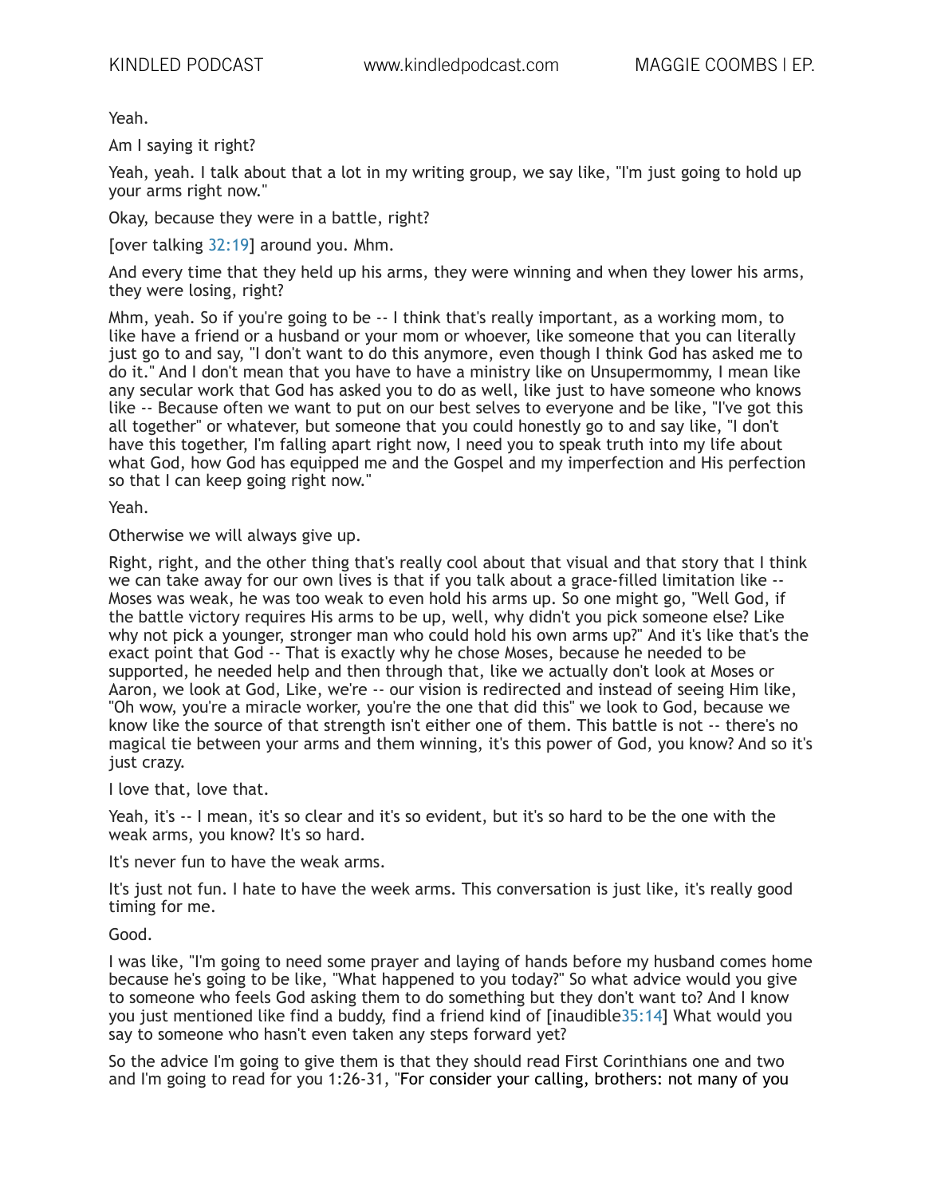Yeah.

Am I saying it right?

Yeah, yeah. I talk about that a lot in my writing group, we say like, "I'm just going to hold up your arms right now."

Okay, because they were in a battle, right?

[over talking 32:19] around you. Mhm.

And every time that they held up his arms, they were winning and when they lower his arms, they were losing, right?

Mhm, yeah. So if you're going to be -- I think that's really important, as a working mom, to like have a friend or a husband or your mom or whoever, like someone that you can literally just go to and say, "I don't want to do this anymore, even though I think God has asked me to do it." And I don't mean that you have to have a ministry like on Unsupermommy, I mean like any secular work that God has asked you to do as well, like just to have someone who knows like -- Because often we want to put on our best selves to everyone and be like, "I've got this all together" or whatever, but someone that you could honestly go to and say like, "I don't have this together, I'm falling apart right now, I need you to speak truth into my life about what God, how God has equipped me and the Gospel and my imperfection and His perfection so that I can keep going right now."

Yeah.

Otherwise we will always give up.

Right, right, and the other thing that's really cool about that visual and that story that I think we can take away for our own lives is that if you talk about a grace-filled limitation like -- Moses was weak, he was too weak to even hold his arms up. So one might go, "Well God, if the battle victory requires His arms to be up, well, why didn't you pick someone else? Like why not pick a younger, stronger man who could hold his own arms up?" And it's like that's the exact point that God -- That is exactly why he chose Moses, because he needed to be supported, he needed help and then through that, like we actually don't look at Moses or Aaron, we look at God, Like, we're -- our vision is redirected and instead of seeing Him like, "Oh wow, you're a miracle worker, you're the one that did this" we look to God, because we know like the source of that strength isn't either one of them. This battle is not -- there's no magical tie between your arms and them winning, it's this power of God, you know? And so it's just crazy.

I love that, love that.

Yeah, it's -- I mean, it's so clear and it's so evident, but it's so hard to be the one with the weak arms, you know? It's so hard.

It's never fun to have the weak arms.

It's just not fun. I hate to have the week arms. This conversation is just like, it's really good timing for me.

Good.

I was like, "I'm going to need some prayer and laying of hands before my husband comes home because he's going to be like, "What happened to you today?" So what advice would you give to someone who feels God asking them to do something but they don't want to? And I know you just mentioned like find a buddy, find a friend kind of [inaudible35:14] What would you say to someone who hasn't even taken any steps forward yet?

So the advice I'm going to give them is that they should read First Corinthians one and two and I'm going to read for you 1:26-31, "For consider your calling, brothers: not many of you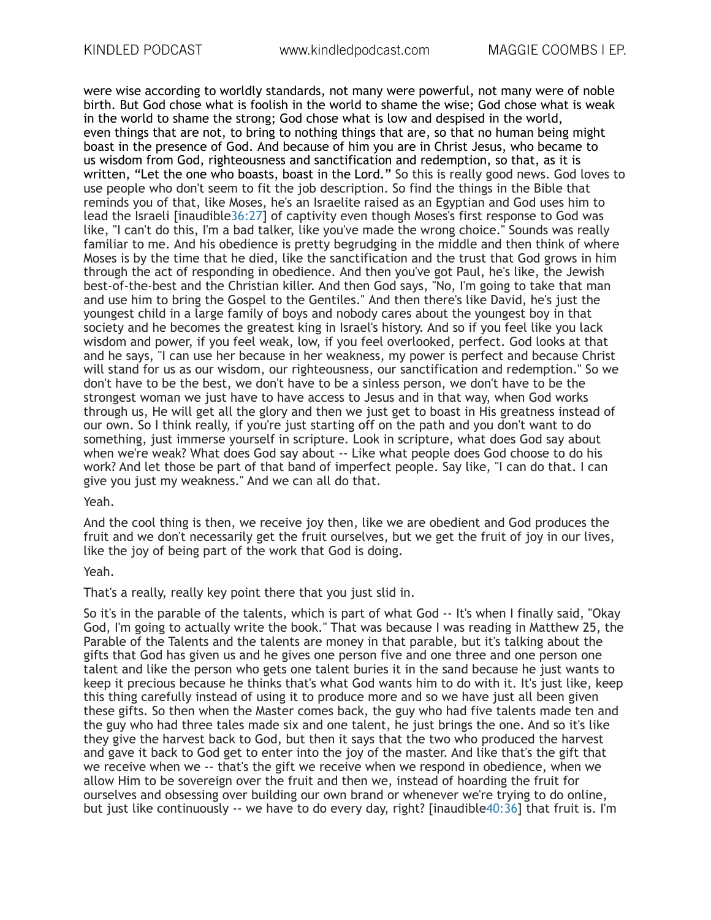were wise according to worldly standards, not many were powerful, not many were of noble birth. But God chose what is foolish in the world to shame the wise; God chose what is weak in the world to shame the strong; God chose what is low and despised in the world, even things that are not, to bring to nothing things that are, so that no human being might boast in the presence of God. And because of him you are in Christ Jesus, who became to us wisdom from God, righteousness and sanctification and redemption, so that, as it is written, "Let the one who boasts, boast in the Lord." So this is really good news. God loves to use people who don't seem to fit the job description. So find the things in the Bible that reminds you of that, like Moses, he's an Israelite raised as an Egyptian and God uses him to lead the Israeli [inaudible36:27] of captivity even though Moses's first response to God was like, "I can't do this, I'm a bad talker, like you've made the wrong choice." Sounds was really familiar to me. And his obedience is pretty begrudging in the middle and then think of where Moses is by the time that he died, like the sanctification and the trust that God grows in him through the act of responding in obedience. And then you've got Paul, he's like, the Jewish best-of-the-best and the Christian killer. And then God says, "No, I'm going to take that man and use him to bring the Gospel to the Gentiles." And then there's like David, he's just the youngest child in a large family of boys and nobody cares about the youngest boy in that society and he becomes the greatest king in Israel's history. And so if you feel like you lack wisdom and power, if you feel weak, low, if you feel overlooked, perfect. God looks at that and he says, "I can use her because in her weakness, my power is perfect and because Christ will stand for us as our wisdom, our righteousness, our sanctification and redemption." So we don't have to be the best, we don't have to be a sinless person, we don't have to be the strongest woman we just have to have access to Jesus and in that way, when God works through us, He will get all the glory and then we just get to boast in His greatness instead of our own. So I think really, if you're just starting off on the path and you don't want to do something, just immerse yourself in scripture. Look in scripture, what does God say about when we're weak? What does God say about -- Like what people does God choose to do his work? And let those be part of that band of imperfect people. Say like, "I can do that. I can give you just my weakness." And we can all do that.

Yeah.

And the cool thing is then, we receive joy then, like we are obedient and God produces the fruit and we don't necessarily get the fruit ourselves, but we get the fruit of joy in our lives, like the joy of being part of the work that God is doing.

Yeah.

That's a really, really key point there that you just slid in.

So it's in the parable of the talents, which is part of what God -- It's when I finally said, "Okay God, I'm going to actually write the book." That was because I was reading in Matthew 25, the Parable of the Talents and the talents are money in that parable, but it's talking about the gifts that God has given us and he gives one person five and one three and one person one talent and like the person who gets one talent buries it in the sand because he just wants to keep it precious because he thinks that's what God wants him to do with it. It's just like, keep this thing carefully instead of using it to produce more and so we have just all been given these gifts. So then when the Master comes back, the guy who had five talents made ten and the guy who had three tales made six and one talent, he just brings the one. And so it's like they give the harvest back to God, but then it says that the two who produced the harvest and gave it back to God get to enter into the joy of the master. And like that's the gift that we receive when we -- that's the gift we receive when we respond in obedience, when we allow Him to be sovereign over the fruit and then we, instead of hoarding the fruit for ourselves and obsessing over building our own brand or whenever we're trying to do online, but just like continuously -- we have to do every day, right? [inaudible40:36] that fruit is. I'm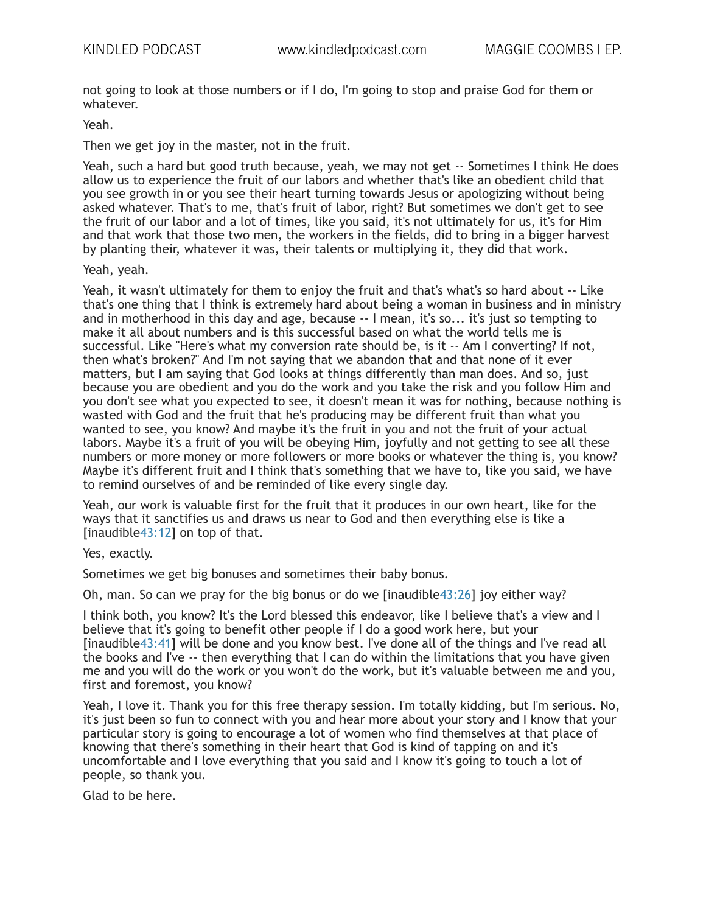not going to look at those numbers or if I do, I'm going to stop and praise God for them or whatever.

Yeah.

Then we get joy in the master, not in the fruit.

Yeah, such a hard but good truth because, yeah, we may not get -- Sometimes I think He does allow us to experience the fruit of our labors and whether that's like an obedient child that you see growth in or you see their heart turning towards Jesus or apologizing without being asked whatever. That's to me, that's fruit of labor, right? But sometimes we don't get to see the fruit of our labor and a lot of times, like you said, it's not ultimately for us, it's for Him and that work that those two men, the workers in the fields, did to bring in a bigger harvest by planting their, whatever it was, their talents or multiplying it, they did that work.

Yeah, yeah.

Yeah, it wasn't ultimately for them to enjoy the fruit and that's what's so hard about -- Like that's one thing that I think is extremely hard about being a woman in business and in ministry and in motherhood in this day and age, because -- I mean, it's so... it's just so tempting to make it all about numbers and is this successful based on what the world tells me is successful. Like "Here's what my conversion rate should be, is it -- Am I converting? If not, then what's broken?" And I'm not saying that we abandon that and that none of it ever matters, but I am saying that God looks at things differently than man does. And so, just because you are obedient and you do the work and you take the risk and you follow Him and you don't see what you expected to see, it doesn't mean it was for nothing, because nothing is wasted with God and the fruit that he's producing may be different fruit than what you wanted to see, you know? And maybe it's the fruit in you and not the fruit of your actual labors. Maybe it's a fruit of you will be obeying Him, joyfully and not getting to see all these numbers or more money or more followers or more books or whatever the thing is, you know? Maybe it's different fruit and I think that's something that we have to, like you said, we have to remind ourselves of and be reminded of like every single day.

Yeah, our work is valuable first for the fruit that it produces in our own heart, like for the ways that it sanctifies us and draws us near to God and then everything else is like a [inaudible43:12] on top of that.

Yes, exactly.

Sometimes we get big bonuses and sometimes their baby bonus.

Oh, man. So can we pray for the big bonus or do we [inaudible43:26] joy either way?

I think both, you know? It's the Lord blessed this endeavor, like I believe that's a view and I believe that it's going to benefit other people if I do a good work here, but your [inaudible43:41] will be done and you know best. I've done all of the things and I've read all the books and I've -- then everything that I can do within the limitations that you have given me and you will do the work or you won't do the work, but it's valuable between me and you, first and foremost, you know?

Yeah, I love it. Thank you for this free therapy session. I'm totally kidding, but I'm serious. No, it's just been so fun to connect with you and hear more about your story and I know that your particular story is going to encourage a lot of women who find themselves at that place of knowing that there's something in their heart that God is kind of tapping on and it's uncomfortable and I love everything that you said and I know it's going to touch a lot of people, so thank you.

Glad to be here.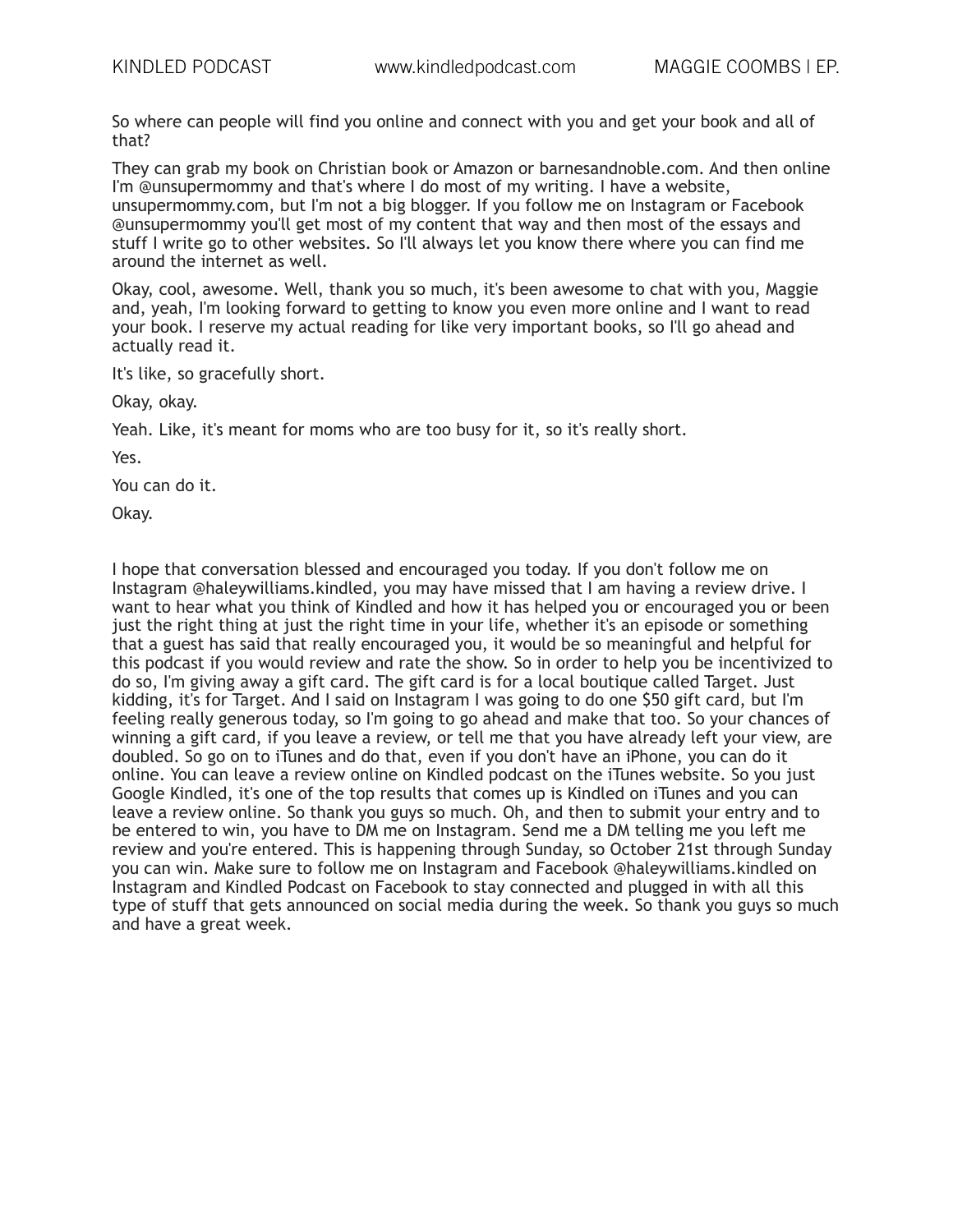So where can people will find you online and connect with you and get your book and all of that?

They can grab my book on Christian book or Amazon or barnesandnoble.com. And then online I'm @unsupermommy and that's where I do most of my writing. I have a website, unsupermommy.com, but I'm not a big blogger. If you follow me on Instagram or Facebook @unsupermommy you'll get most of my content that way and then most of the essays and stuff I write go to other websites. So I'll always let you know there where you can find me around the internet as well.

Okay, cool, awesome. Well, thank you so much, it's been awesome to chat with you, Maggie and, yeah, I'm looking forward to getting to know you even more online and I want to read your book. I reserve my actual reading for like very important books, so I'll go ahead and actually read it.

It's like, so gracefully short.

Okay, okay.

Yeah. Like, it's meant for moms who are too busy for it, so it's really short.

Yes.

You can do it.

Okay.

I hope that conversation blessed and encouraged you today. If you don't follow me on Instagram @haleywilliams.kindled, you may have missed that I am having a review drive. I want to hear what you think of Kindled and how it has helped you or encouraged you or been just the right thing at just the right time in your life, whether it's an episode or something that a guest has said that really encouraged you, it would be so meaningful and helpful for this podcast if you would review and rate the show. So in order to help you be incentivized to do so, I'm giving away a gift card. The gift card is for a local boutique called Target. Just kidding, it's for Target. And I said on Instagram I was going to do one $50 gift card, but I'm feeling really generous today, so I'm going to go ahead and make that too. So your chances of winning a gift card, if you leave a review, or tell me that you have already left your view, are doubled. So go on to iTunes and do that, even if you don't have an iPhone, you can do it online. You can leave a review online on Kindled podcast on the iTunes website. So you just Google Kindled, it's one of the top results that comes up is Kindled on iTunes and you can leave a review online. So thank you guys so much. Oh, and then to submit your entry and to be entered to win, you have to DM me on Instagram. Send me a DM telling me you left me review and you're entered. This is happening through Sunday, so October 21st through Sunday you can win. Make sure to follow me on Instagram and Facebook @haleywilliams.kindled on Instagram and Kindled Podcast on Facebook to stay connected and plugged in with all this type of stuff that gets announced on social media during the week. So thank you guys so much and have a great week.